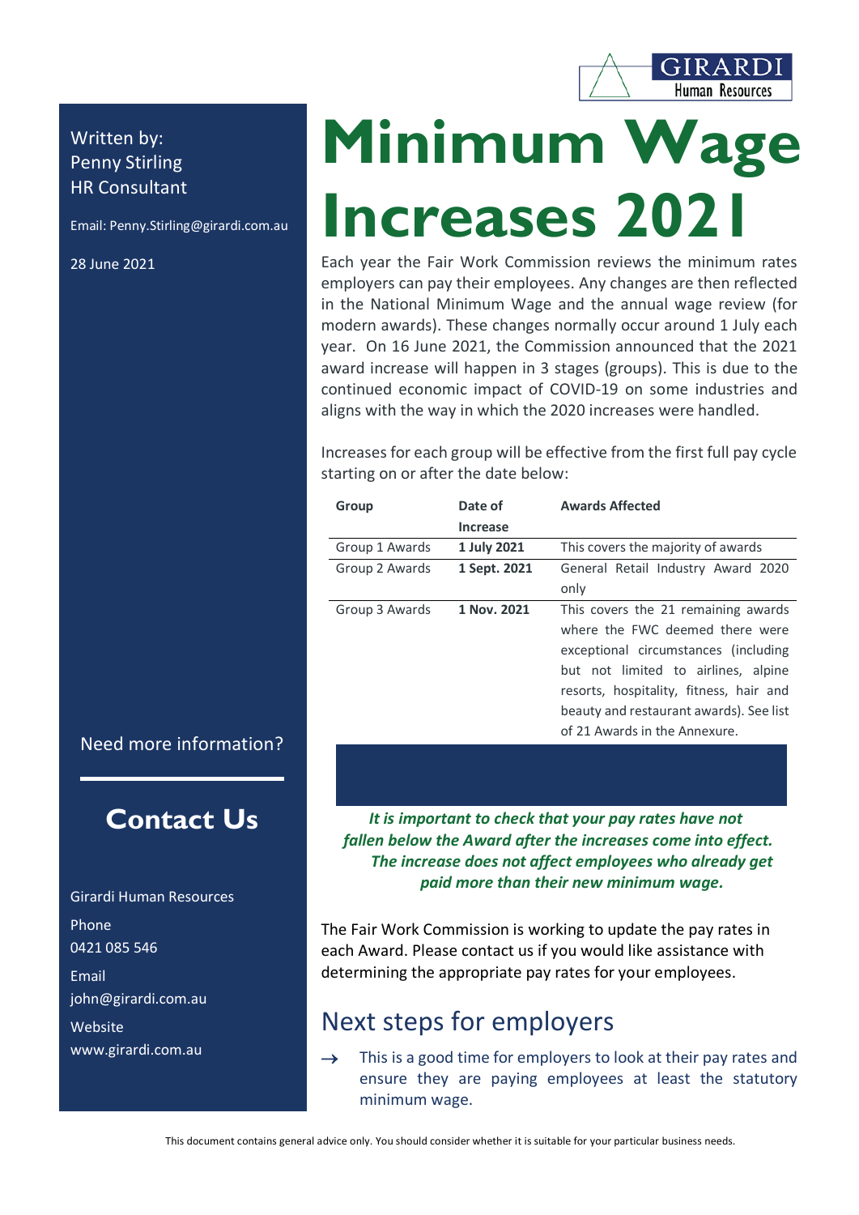# Minimum Wage Increases 2021

Written by:
Penny Stirling
HR Consultant

Email: Penny.Stirling@girardi.com.au

28 June 2021

Each year the Fair Work Commission reviews the minimum rates employers can pay their employees. Any changes are then reflected in the National Minimum Wage and the annual wage review (for modern awards). These changes normally occur around 1 July each year. On 16 June 2021, the Commission announced that the 2021 award increase will happen in 3 stages (groups). This is due to the continued economic impact of COVID-19 on some industries and aligns with the way in which the 2020 increases were handled.

Increases for each group will be effective from the first full pay cycle starting on or after the date below:

| Group | Date of Increase | Awards Affected |
|---|---|---|
| Group 1 Awards | **1 July 2021** | This covers the majority of awards |
| Group 2 Awards | **1 Sept. 2021** | General Retail Industry Award 2020 only |
| Group 3 Awards | **1 Nov. 2021** | This covers the 21 remaining awards where the FWC deemed there were exceptional circumstances (including but not limited to airlines, alpine resorts, hospitality, fitness, hair and beauty and restaurant awards). See list of 21 Awards in the Annexure. |

***It is important to check that your pay rates have not fallen below the Award after the increases come into effect. The increase does not affect employees who already get paid more than their new minimum wage.***

The Fair Work Commission is working to update the pay rates in each Award. Please contact us if you would like assistance with determining the appropriate pay rates for your employees.

## Next steps for employers

→ This is a good time for employers to look at their pay rates and ensure they are paying employees at least the statutory minimum wage.

Need more information?

## Contact Us

Girardi Human Resources

Phone
0421 085 546

Email
john@girardi.com.au

Website
www.girardi.com.au

This document contains general advice only. You should consider whether it is suitable for your particular business needs.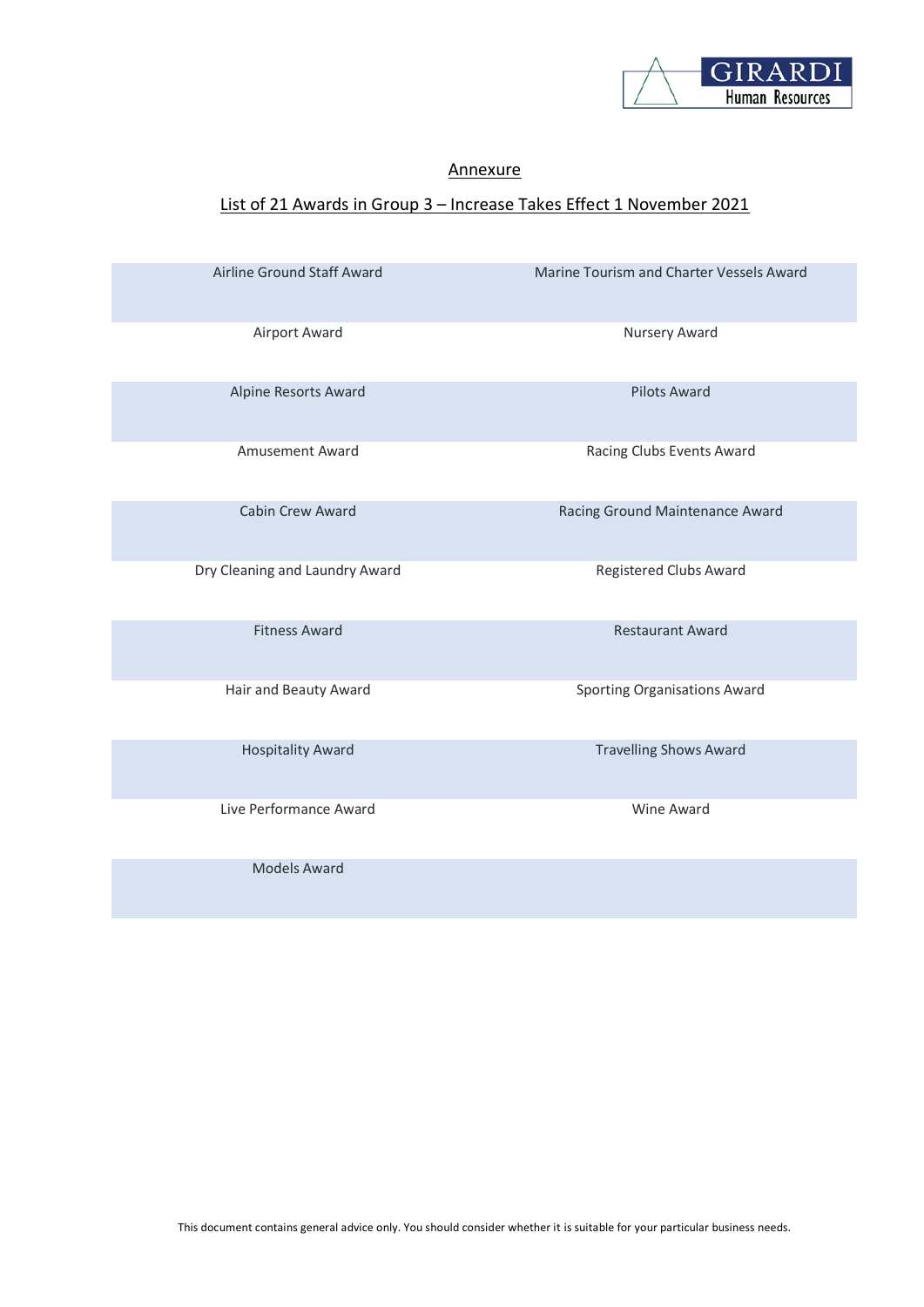## Annexure

## List of 21 Awards in Group 3 – Increase Takes Effect 1 November 2021

| | |
|---|---|
| Airline Ground Staff Award | Marine Tourism and Charter Vessels Award |
| Airport Award | Nursery Award |
| Alpine Resorts Award | Pilots Award |
| Amusement Award | Racing Clubs Events Award |
| Cabin Crew Award | Racing Ground Maintenance Award |
| Dry Cleaning and Laundry Award | Registered Clubs Award |
| Fitness Award | Restaurant Award |
| Hair and Beauty Award | Sporting Organisations Award |
| Hospitality Award | Travelling Shows Award |
| Live Performance Award | Wine Award |
| Models Award | |

This document contains general advice only. You should consider whether it is suitable for your particular business needs.